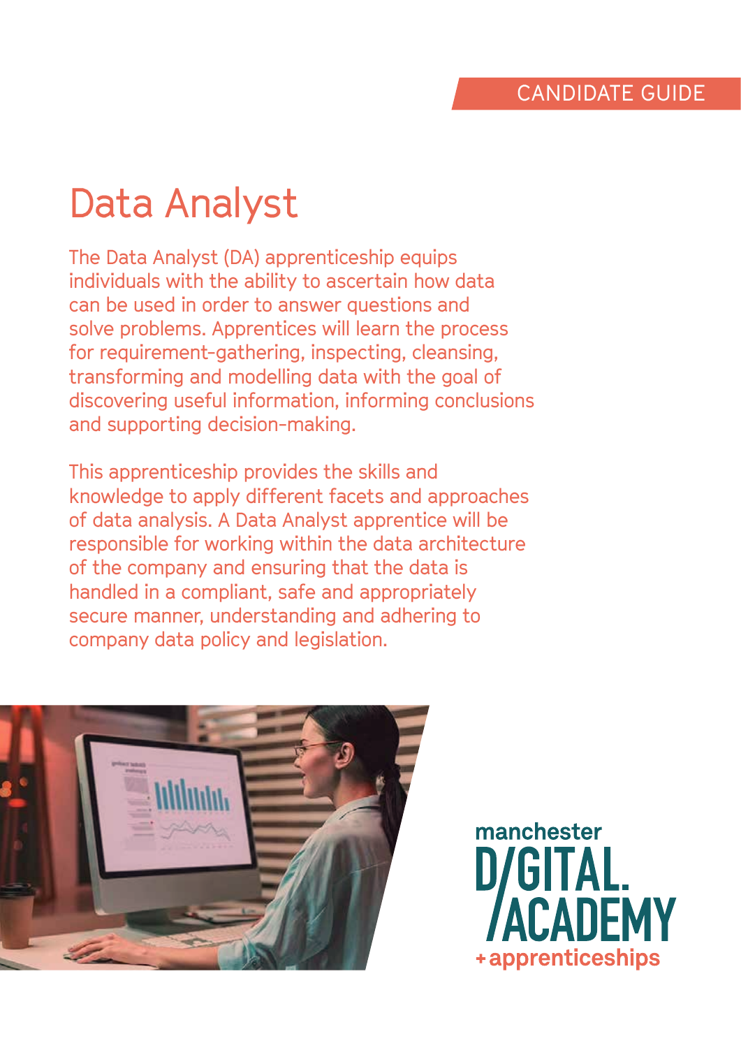CANDIDATE GUIDE

# Data Analyst

The Data Analyst (DA) apprenticeship equips individuals with the ability to ascertain how data can be used in order to answer questions and solve problems. Apprentices will learn the process for requirement-gathering, inspecting, cleansing, transforming and modelling data with the goal of discovering useful information, informing conclusions and supporting decision-making.

This apprenticeship provides the skills and knowledge to apply different facets and approaches of data analysis. A Data Analyst apprentice will be responsible for working within the data architecture of the company and ensuring that the data is handled in a compliant, safe and appropriately secure manner, understanding and adhering to company data policy and legislation.

manchester D/GITAL /ACADEMY +apprenticeships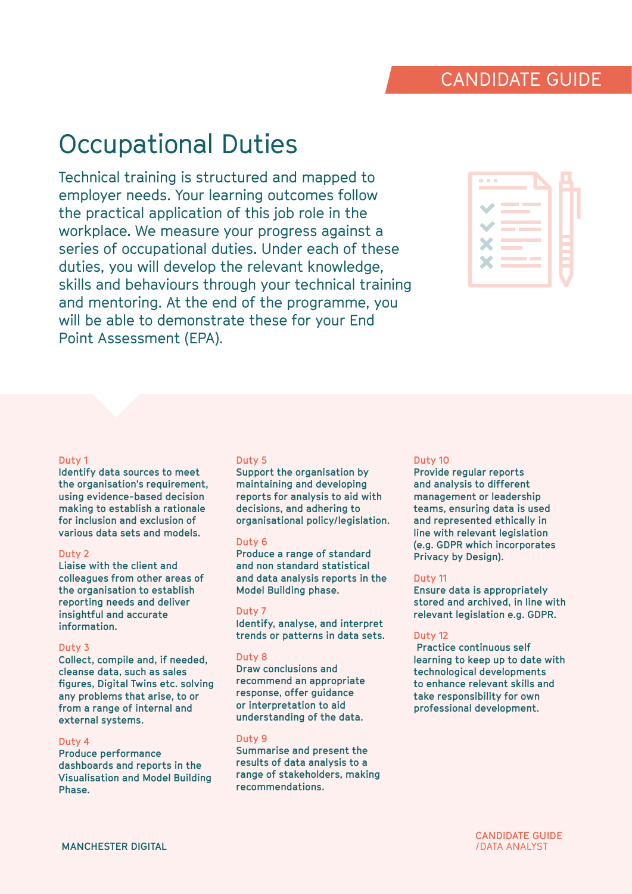# Occupational Duties

Technical training is structured and mapped to employer needs. Your learning outcomes follow the practical application of this job role in the workplace. We measure your progress against a series of occupational duties. Under each of these duties, you will develop the relevant knowledge, skills and behaviours through your technical training and mentoring. At the end of the programme, you will be able to demonstrate these for your End Point Assessment (EPA).

**Duty 1**
Identify data sources to meet the organisation's requirement, using evidence-based decision making to establish a rationale for inclusion and exclusion of various data sets and models.

**Duty 2**
Liaise with the client and colleagues from other areas of the organisation to establish reporting needs and deliver insightful and accurate information.

**Duty 3**
Collect, compile and, if needed, cleanse data, such as sales figures, Digital Twins etc. solving any problems that arise, to or from a range of internal and external systems.

**Duty 4**
Produce performance dashboards and reports in the Visualisation and Model Building Phase.

**Duty 5**
Support the organisation by maintaining and developing reports for analysis to aid with decisions, and adhering to organisational policy/legislation.

**Duty 6**
Produce a range of standard and non standard statistical and data analysis reports in the Model Building phase.

**Duty 7**
Identify, analyse, and interpret trends or patterns in data sets.

**Duty 8**
Draw conclusions and recommend an appropriate response, offer guidance or interpretation to aid understanding of the data.

**Duty 9**
Summarise and present the results of data analysis to a range of stakeholders, making recommendations.

**Duty 10**
Provide regular reports and analysis to different management or leadership teams, ensuring data is used and represented ethically in line with relevant legislation (e.g. GDPR which incorporates Privacy by Design).

**Duty 11**
Ensure data is appropriately stored and archived, in line with relevant legislation e.g. GDPR.

**Duty 12**
Practice continuous self learning to keep up to date with technological developments to enhance relevant skills and take responsibility for own professional development.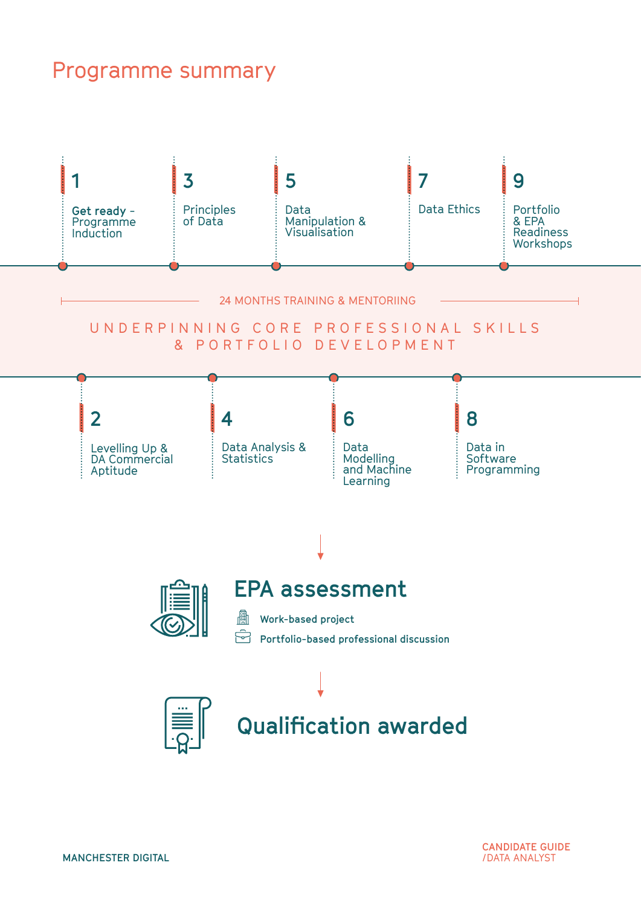# Programme summary

1. **Get ready** – Programme Induction
2. Levelling Up & DA Commercial Aptitude
3. Principles of Data
4. Data Analysis & Statistics
5. Data Manipulation & Visualisation
6. Data Modelling and Machine Learning
7. Data Ethics
8. Data in Software Programming
9. Portfolio & EPA Readiness Workshops

24 MONTHS TRAINING & MENTORIING

UNDERPINNING CORE PROFESSIONAL SKILLS & PORTFOLIO DEVELOPMENT

## EPA assessment

- **Work-based project**
- **Portfolio-based professional discussion**

## Qualification awarded

MANCHESTER DIGITAL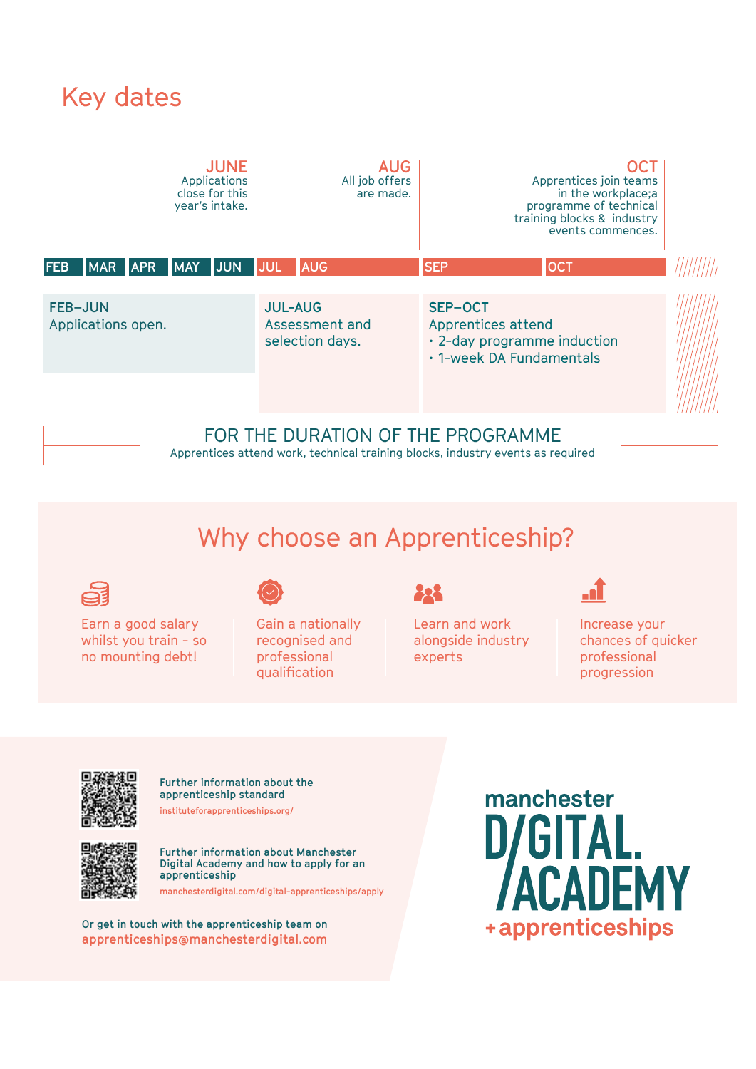# Key dates

**JUNE**
Applications close for this year's intake.

**AUG**
All job offers are made.

**OCT**
Apprentices join teams in the workplace;a programme of technical training blocks & industry events commences.

FEB | MAR | APR | MAY | JUN | JUL | AUG | SEP | OCT

**FEB–JUN**
Applications open.

**JUL-AUG**
Assessment and selection days.

**SEP–OCT**
Apprentices attend
- 2-day programme induction
- 1-week DA Fundamentals

**FOR THE DURATION OF THE PROGRAMME**
Apprentices attend work, technical training blocks, industry events as required

## Why choose an Apprenticeship?

- Earn a good salary whilst you train - so no mounting debt!
- Gain a nationally recognised and professional qualification
- Learn and work alongside industry experts
- Increase your chances of quicker professional progression

**Further information about the apprenticeship standard**
instituteforapprenticeships.org/

**Further information about Manchester Digital Academy and how to apply for an apprenticeship**
manchesterdigital.com/digital-apprenticeships/apply

Or get in touch with the apprenticeship team on
apprenticeships@manchesterdigital.com

manchester DIGITAL ACADEMY + apprenticeships